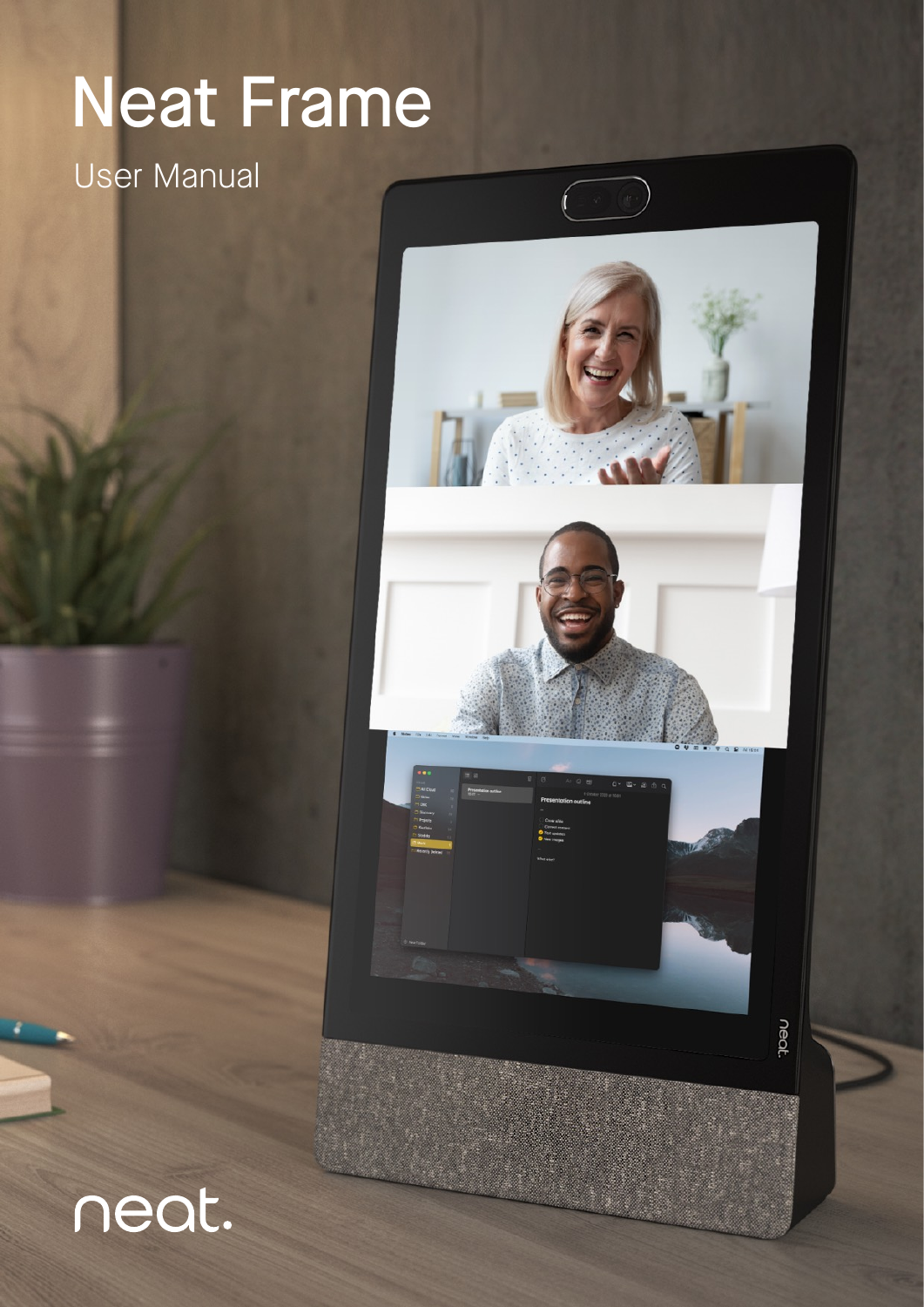# Neat Frame

User Manual

neat.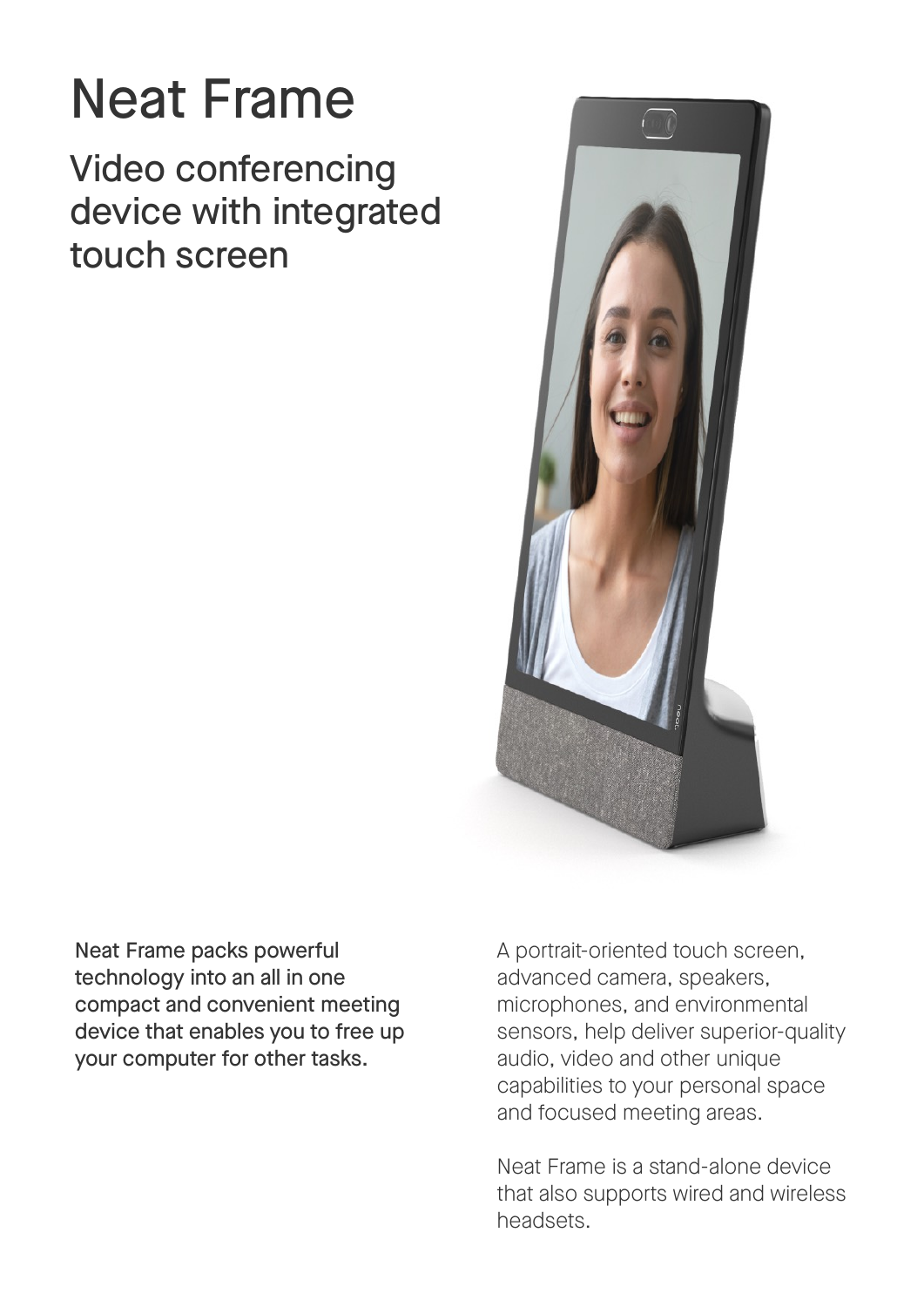# Neat Frame

## Video conferencing device with integrated touch screen

**Neat Frame packs powerful technology into an all in one compact and convenient meeting device that enables you to free up your computer for other tasks.**

A portrait-oriented touch screen, advanced camera, speakers, microphones, and environmental sensors, help deliver superior-quality audio, video and other unique capabilities to your personal space and focused meeting areas.

Neat Frame is a stand-alone device that also supports wired and wireless headsets.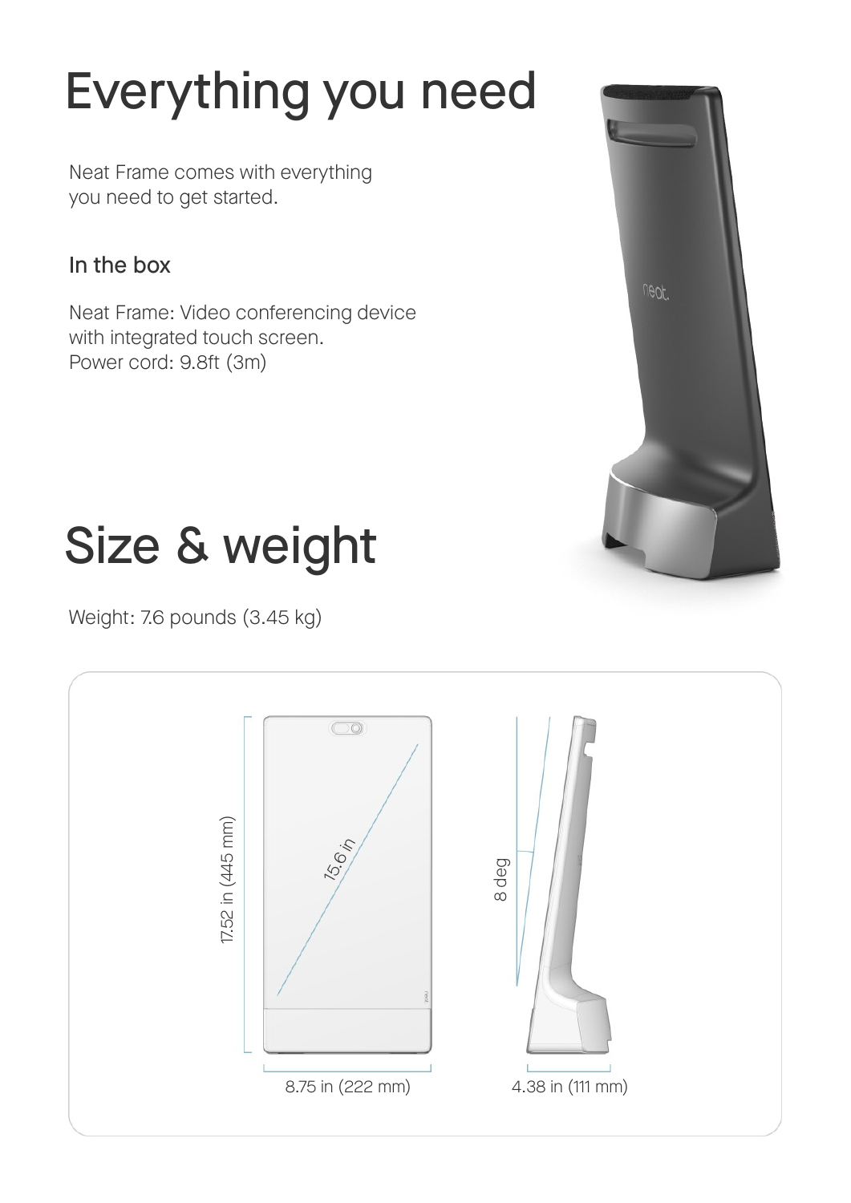# Everything you need

Neat Frame comes with everything you need to get started.

## In the box

Neat Frame: Video conferencing device with integrated touch screen.
Power cord: 9.8ft (3m)

# Size & weight

Weight: 7.6 pounds (3.45 kg)

17.52 in (445 mm)

15.6 in

8.75 in (222 mm)

8 deg

4.38 in (111 mm)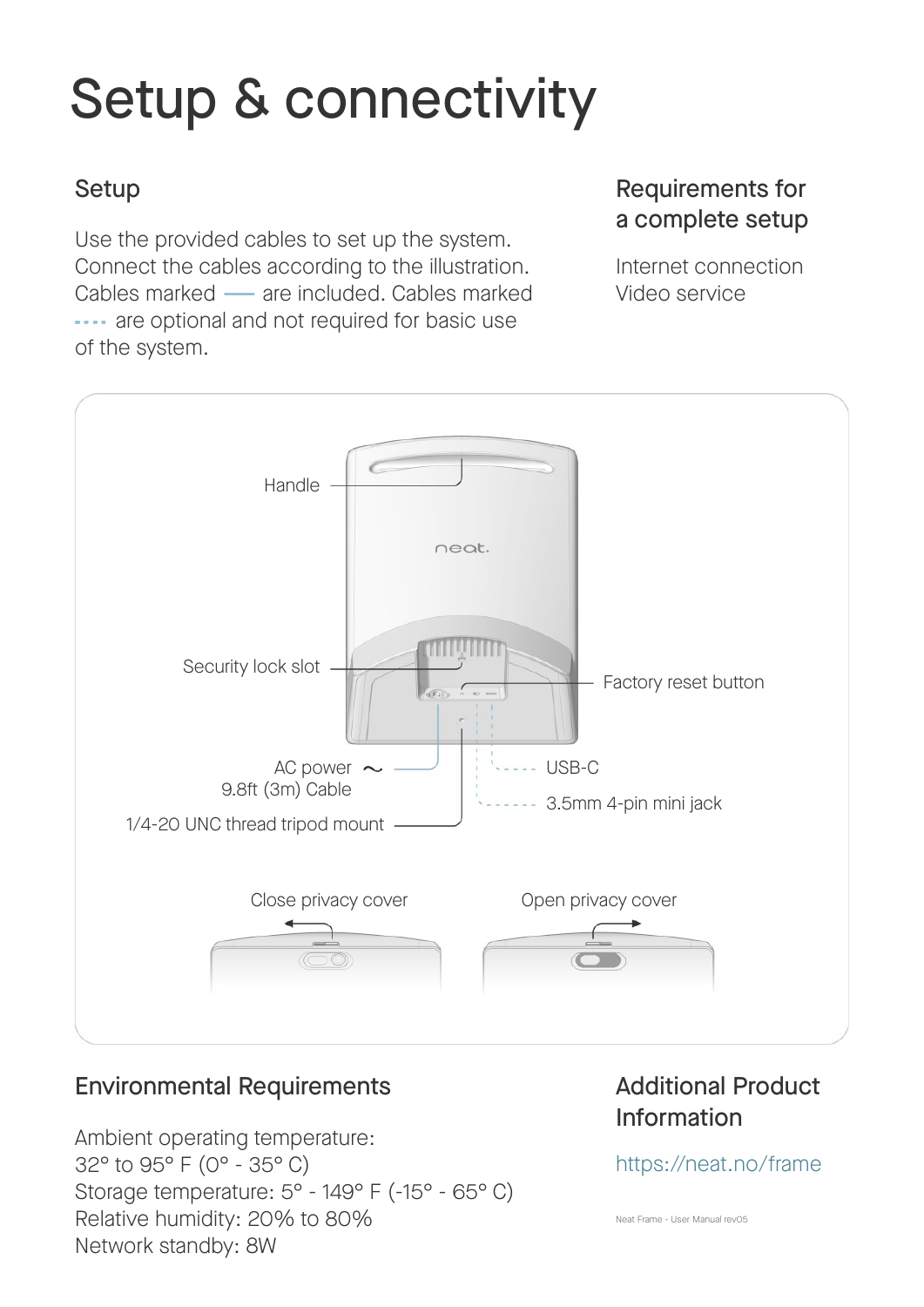# Setup & connectivity

## Setup

Use the provided cables to set up the system. Connect the cables according to the illustration. Cables marked —— are included. Cables marked ---- are optional and not required for basic use of the system.

## Requirements for a complete setup

Internet connection
Video service

Handle

Security lock slot

Factory reset button

AC power ~
9.8ft (3m) Cable

USB-C

3.5mm 4-pin mini jack

1/4-20 UNC thread tripod mount

Close privacy cover

Open privacy cover

## Environmental Requirements

Ambient operating temperature:
32° to 95° F (0° - 35° C)
Storage temperature: 5° - 149° F (-15° - 65° C)
Relative humidity: 20% to 80%
Network standby: 8W

## Additional Product Information

https://neat.no/frame

Neat Frame - User Manual rev05